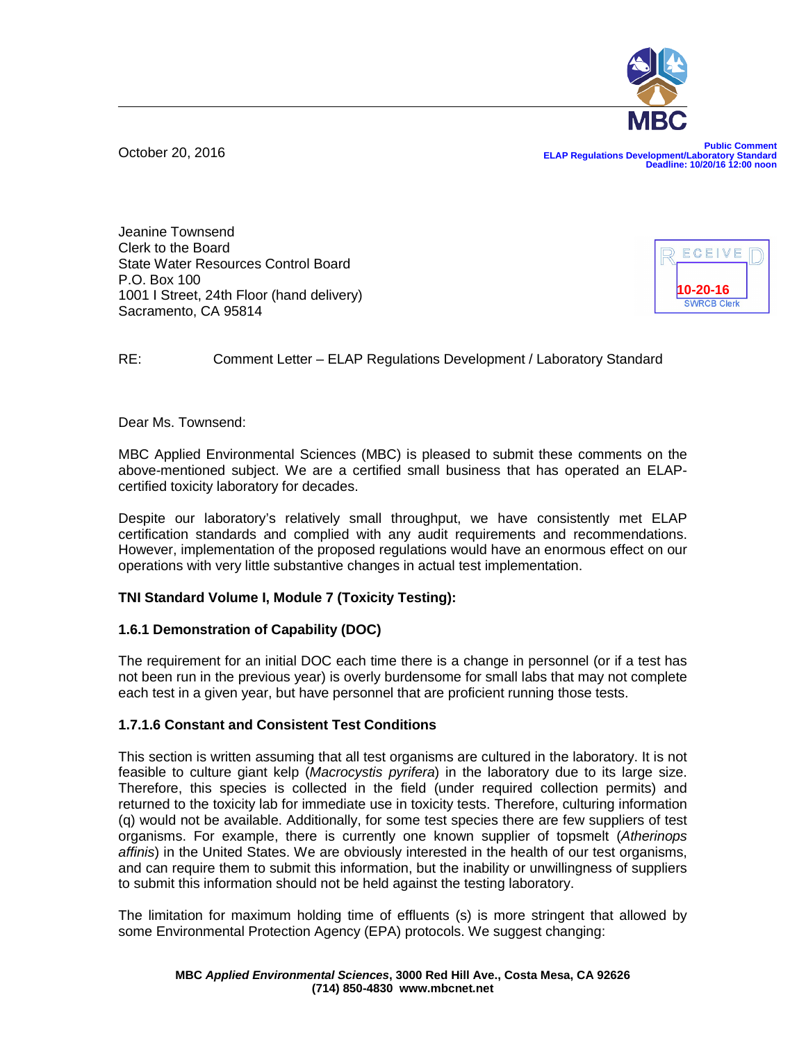October 20, 2016

**Public Comment**
**ELAP Regulations Development/Laboratory Standard**
**Deadline: 10/20/16 12:00 noon**

Jeanine Townsend
Clerk to the Board
State Water Resources Control Board
P.O. Box 100
1001 I Street, 24th Floor (hand delivery)
Sacramento, CA 95814

RECEIVED
10-20-16
SWRCB Clerk

RE: Comment Letter – ELAP Regulations Development / Laboratory Standard

Dear Ms. Townsend:

MBC Applied Environmental Sciences (MBC) is pleased to submit these comments on the above-mentioned subject. We are a certified small business that has operated an ELAP-certified toxicity laboratory for decades.

Despite our laboratory's relatively small throughput, we have consistently met ELAP certification standards and complied with any audit requirements and recommendations. However, implementation of the proposed regulations would have an enormous effect on our operations with very little substantive changes in actual test implementation.

**TNI Standard Volume I, Module 7 (Toxicity Testing):**

**1.6.1 Demonstration of Capability (DOC)**

The requirement for an initial DOC each time there is a change in personnel (or if a test has not been run in the previous year) is overly burdensome for small labs that may not complete each test in a given year, but have personnel that are proficient running those tests.

**1.7.1.6 Constant and Consistent Test Conditions**

This section is written assuming that all test organisms are cultured in the laboratory. It is not feasible to culture giant kelp (*Macrocystis pyrifera*) in the laboratory due to its large size. Therefore, this species is collected in the field (under required collection permits) and returned to the toxicity lab for immediate use in toxicity tests. Therefore, culturing information (q) would not be available. Additionally, for some test species there are few suppliers of test organisms. For example, there is currently one known supplier of topsmelt (*Atherinops affinis*) in the United States. We are obviously interested in the health of our test organisms, and can require them to submit this information, but the inability or unwillingness of suppliers to submit this information should not be held against the testing laboratory.

The limitation for maximum holding time of effluents (s) is more stringent that allowed by some Environmental Protection Agency (EPA) protocols. We suggest changing:

**MBC** ***Applied Environmental Sciences*****, 3000 Red Hill Ave., Costa Mesa, CA 92626**
**(714) 850-4830 www.mbcnet.net**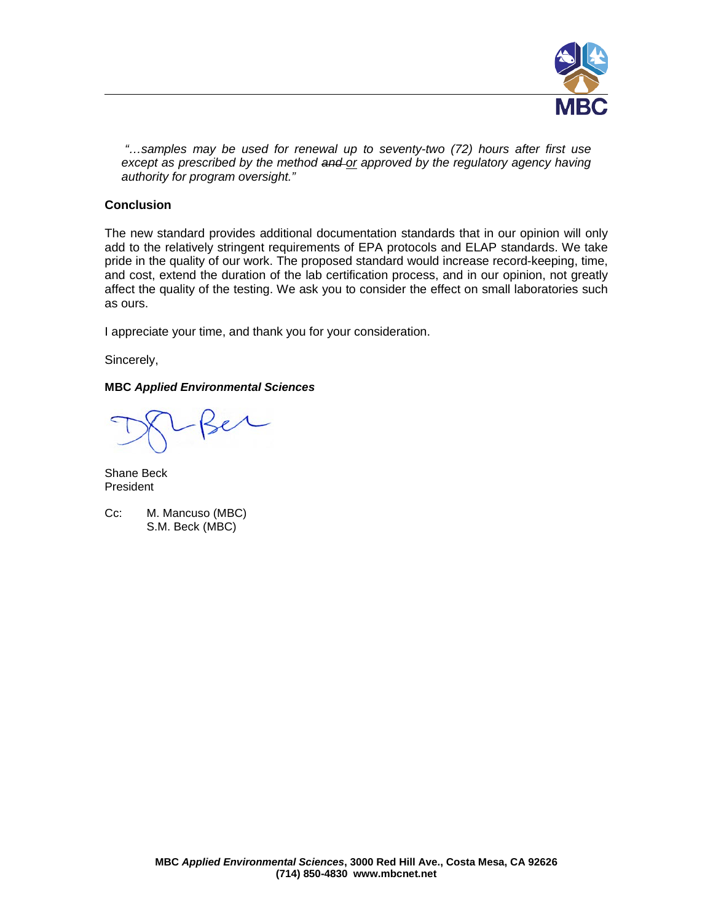*"…samples may be used for renewal up to seventy-two (72) hours after first use except as prescribed by the method ~~and~~ <u>or</u> approved by the regulatory agency having authority for program oversight."*

## Conclusion

The new standard provides additional documentation standards that in our opinion will only add to the relatively stringent requirements of EPA protocols and ELAP standards. We take pride in the quality of our work. The proposed standard would increase record-keeping, time, and cost, extend the duration of the lab certification process, and in our opinion, not greatly affect the quality of the testing. We ask you to consider the effect on small laboratories such as ours.

I appreciate your time, and thank you for your consideration.

Sincerely,

**MBC *Applied Environmental Sciences***

Shane Beck
President

Cc: M. Mancuso (MBC)
S.M. Beck (MBC)

**MBC *Applied Environmental Sciences*, 3000 Red Hill Ave., Costa Mesa, CA 92626**
**(714) 850-4830 www.mbcnet.net**